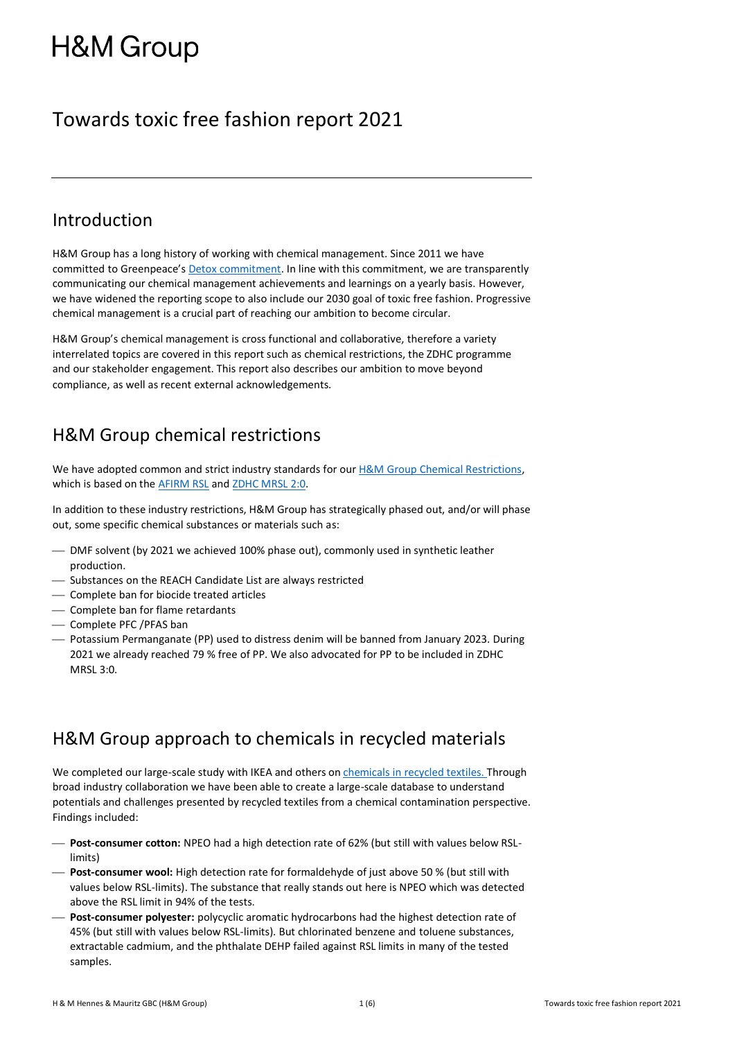# H&M Group

## Towards toxic free fashion report 2021

---

## Introduction

H&M Group has a long history of working with chemical management. Since 2011 we have committed to Greenpeace's Detox commitment. In line with this commitment, we are transparently communicating our chemical management achievements and learnings on a yearly basis. However, we have widened the reporting scope to also include our 2030 goal of toxic free fashion. Progressive chemical management is a crucial part of reaching our ambition to become circular.

H&M Group's chemical management is cross functional and collaborative, therefore a variety interrelated topics are covered in this report such as chemical restrictions, the ZDHC programme and our stakeholder engagement. This report also describes our ambition to move beyond compliance, as well as recent external acknowledgements.

## H&M Group chemical restrictions

We have adopted common and strict industry standards for our H&M Group Chemical Restrictions, which is based on the AFIRM RSL and ZDHC MRSL 2:0.

In addition to these industry restrictions, H&M Group has strategically phased out, and/or will phase out, some specific chemical substances or materials such as:

- DMF solvent (by 2021 we achieved 100% phase out), commonly used in synthetic leather production.
- Substances on the REACH Candidate List are always restricted
- Complete ban for biocide treated articles
- Complete ban for flame retardants
- Complete PFC /PFAS ban
- Potassium Permanganate (PP) used to distress denim will be banned from January 2023. During 2021 we already reached 79 % free of PP. We also advocated for PP to be included in ZDHC MRSL 3:0.

## H&M Group approach to chemicals in recycled materials

We completed our large-scale study with IKEA and others on chemicals in recycled textiles. Through broad industry collaboration we have been able to create a large-scale database to understand potentials and challenges presented by recycled textiles from a chemical contamination perspective. Findings included:

- **Post-consumer cotton:** NPEO had a high detection rate of 62% (but still with values below RSL-limits)
- **Post-consumer wool:** High detection rate for formaldehyde of just above 50 % (but still with values below RSL-limits). The substance that really stands out here is NPEO which was detected above the RSL limit in 94% of the tests.
- **Post-consumer polyester:** polycyclic aromatic hydrocarbons had the highest detection rate of 45% (but still with values below RSL-limits). But chlorinated benzene and toluene substances, extractable cadmium, and the phthalate DEHP failed against RSL limits in many of the tested samples.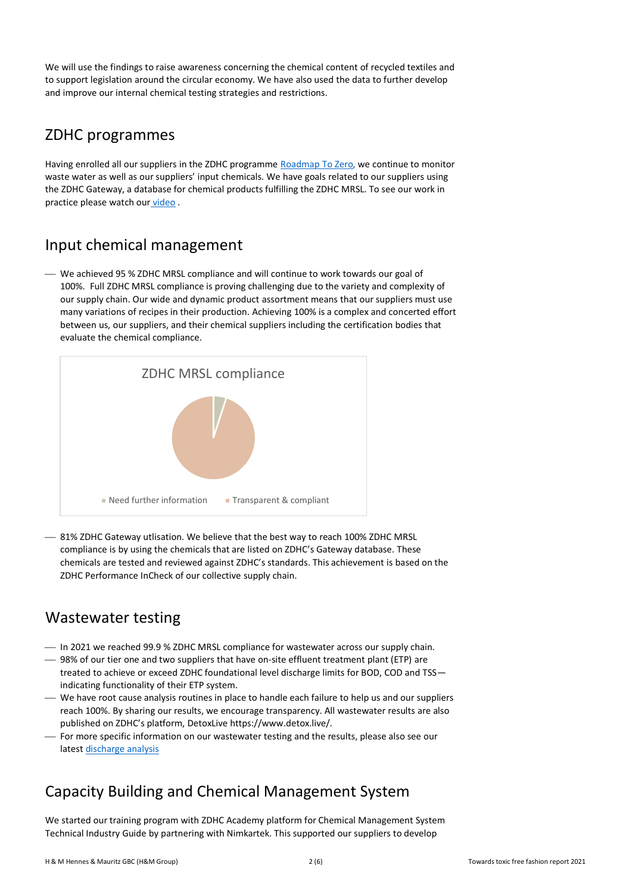We will use the findings to raise awareness concerning the chemical content of recycled textiles and to support legislation around the circular economy. We have also used the data to further develop and improve our internal chemical testing strategies and restrictions.

## ZDHC programmes

Having enrolled all our suppliers in the ZDHC programme Roadmap To Zero, we continue to monitor waste water as well as our suppliers' input chemicals. We have goals related to our suppliers using the ZDHC Gateway, a database for chemical products fulfilling the ZDHC MRSL. To see our work in practice please watch our video .

## Input chemical management

- We achieved 95 % ZDHC MRSL compliance and will continue to work towards our goal of 100%. Full ZDHC MRSL compliance is proving challenging due to the variety and complexity of our supply chain. Our wide and dynamic product assortment means that our suppliers must use many variations of recipes in their production. Achieving 100% is a complex and concerted effort between us, our suppliers, and their chemical suppliers including the certification bodies that evaluate the chemical compliance.

ZDHC MRSL compliance

Need further information | Transparent & compliant

- 81% ZDHC Gateway utlisation. We believe that the best way to reach 100% ZDHC MRSL compliance is by using the chemicals that are listed on ZDHC's Gateway database. These chemicals are tested and reviewed against ZDHC's standards. This achievement is based on the ZDHC Performance InCheck of our collective supply chain.

## Wastewater testing

- In 2021 we reached 99.9 % ZDHC MRSL compliance for wastewater across our supply chain.
- 98% of our tier one and two suppliers that have on-site effluent treatment plant (ETP) are treated to achieve or exceed ZDHC foundational level discharge limits for BOD, COD and TSS—indicating functionality of their ETP system.
- We have root cause analysis routines in place to handle each failure to help us and our suppliers reach 100%. By sharing our results, we encourage transparency. All wastewater results are also published on ZDHC's platform, DetoxLive https://www.detox.live/.
- For more specific information on our wastewater testing and the results, please also see our latest discharge analysis

## Capacity Building and Chemical Management System

We started our training program with ZDHC Academy platform for Chemical Management System Technical Industry Guide by partnering with Nimkartek. This supported our suppliers to develop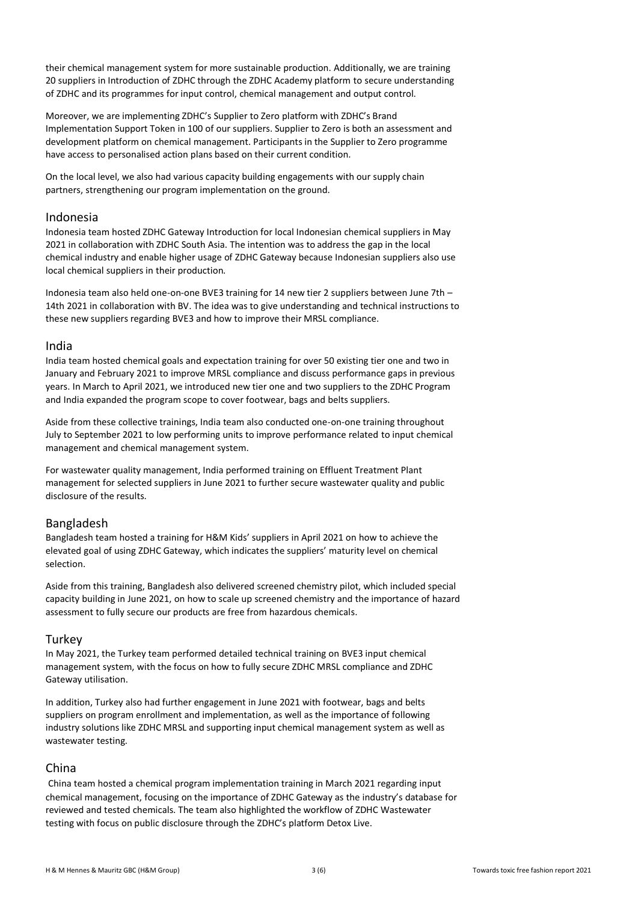their chemical management system for more sustainable production. Additionally, we are training 20 suppliers in Introduction of ZDHC through the ZDHC Academy platform to secure understanding of ZDHC and its programmes for input control, chemical management and output control.

Moreover, we are implementing ZDHC's Supplier to Zero platform with ZDHC's Brand Implementation Support Token in 100 of our suppliers. Supplier to Zero is both an assessment and development platform on chemical management. Participants in the Supplier to Zero programme have access to personalised action plans based on their current condition.

On the local level, we also had various capacity building engagements with our supply chain partners, strengthening our program implementation on the ground.

## Indonesia

Indonesia team hosted ZDHC Gateway Introduction for local Indonesian chemical suppliers in May 2021 in collaboration with ZDHC South Asia. The intention was to address the gap in the local chemical industry and enable higher usage of ZDHC Gateway because Indonesian suppliers also use local chemical suppliers in their production.

Indonesia team also held one-on-one BVE3 training for 14 new tier 2 suppliers between June 7th – 14th 2021 in collaboration with BV. The idea was to give understanding and technical instructions to these new suppliers regarding BVE3 and how to improve their MRSL compliance.

## India

India team hosted chemical goals and expectation training for over 50 existing tier one and two in January and February 2021 to improve MRSL compliance and discuss performance gaps in previous years. In March to April 2021, we introduced new tier one and two suppliers to the ZDHC Program and India expanded the program scope to cover footwear, bags and belts suppliers.

Aside from these collective trainings, India team also conducted one-on-one training throughout July to September 2021 to low performing units to improve performance related to input chemical management and chemical management system.

For wastewater quality management, India performed training on Effluent Treatment Plant management for selected suppliers in June 2021 to further secure wastewater quality and public disclosure of the results.

## Bangladesh

Bangladesh team hosted a training for H&M Kids' suppliers in April 2021 on how to achieve the elevated goal of using ZDHC Gateway, which indicates the suppliers' maturity level on chemical selection.

Aside from this training, Bangladesh also delivered screened chemistry pilot, which included special capacity building in June 2021, on how to scale up screened chemistry and the importance of hazard assessment to fully secure our products are free from hazardous chemicals.

## Turkey

In May 2021, the Turkey team performed detailed technical training on BVE3 input chemical management system, with the focus on how to fully secure ZDHC MRSL compliance and ZDHC Gateway utilisation.

In addition, Turkey also had further engagement in June 2021 with footwear, bags and belts suppliers on program enrollment and implementation, as well as the importance of following industry solutions like ZDHC MRSL and supporting input chemical management system as well as wastewater testing.

## China

China team hosted a chemical program implementation training in March 2021 regarding input chemical management, focusing on the importance of ZDHC Gateway as the industry's database for reviewed and tested chemicals. The team also highlighted the workflow of ZDHC Wastewater testing with focus on public disclosure through the ZDHC's platform Detox Live.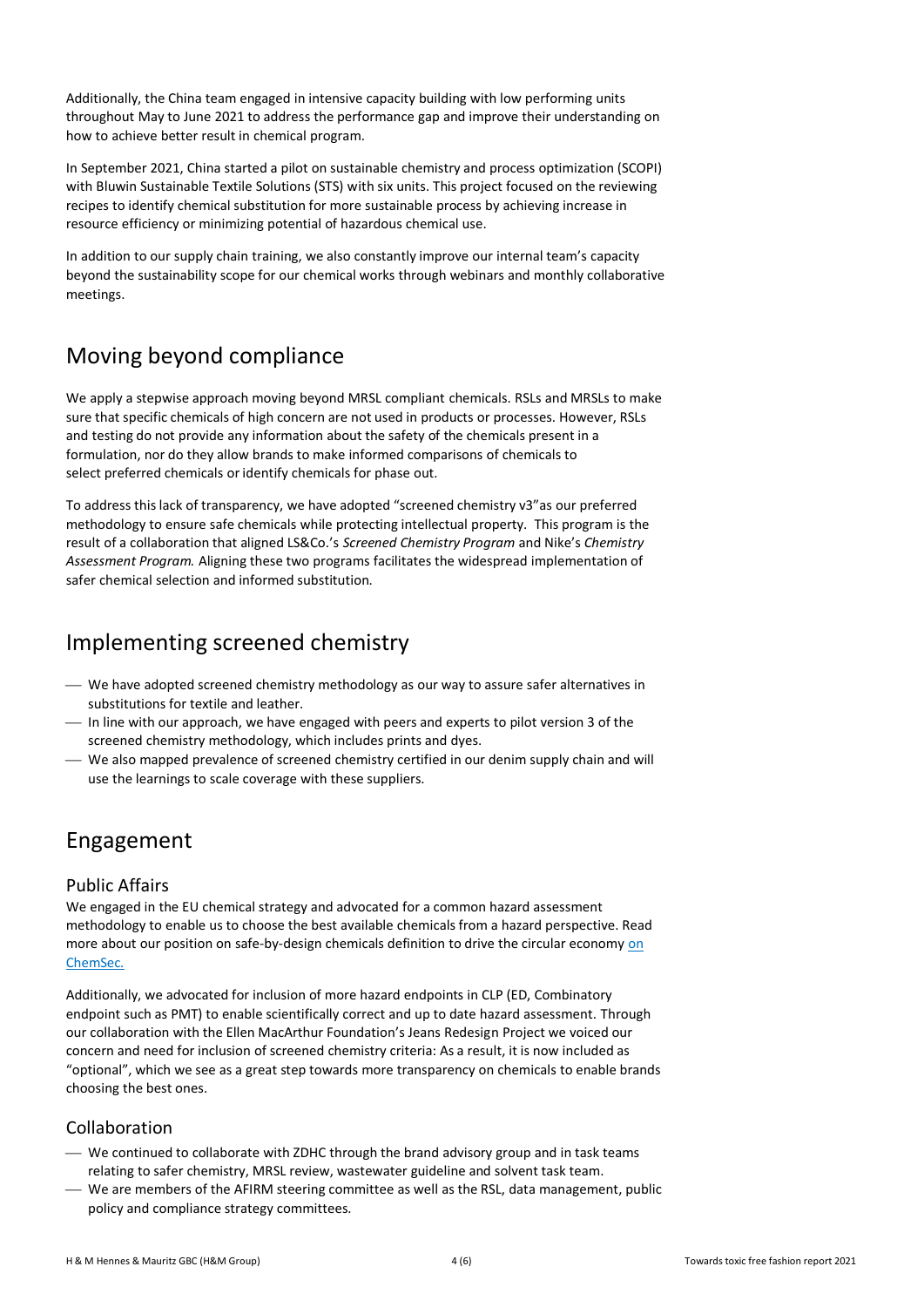Additionally, the China team engaged in intensive capacity building with low performing units throughout May to June 2021 to address the performance gap and improve their understanding on how to achieve better result in chemical program.

In September 2021, China started a pilot on sustainable chemistry and process optimization (SCOPI) with Bluwin Sustainable Textile Solutions (STS) with six units. This project focused on the reviewing recipes to identify chemical substitution for more sustainable process by achieving increase in resource efficiency or minimizing potential of hazardous chemical use.

In addition to our supply chain training, we also constantly improve our internal team's capacity beyond the sustainability scope for our chemical works through webinars and monthly collaborative meetings.

## Moving beyond compliance

We apply a stepwise approach moving beyond MRSL compliant chemicals. RSLs and MRSLs to make sure that specific chemicals of high concern are not used in products or processes. However, RSLs and testing do not provide any information about the safety of the chemicals present in a formulation, nor do they allow brands to make informed comparisons of chemicals to select preferred chemicals or identify chemicals for phase out.

To address this lack of transparency, we have adopted "screened chemistry v3"as our preferred methodology to ensure safe chemicals while protecting intellectual property. This program is the result of a collaboration that aligned LS&Co.'s *Screened Chemistry Program* and Nike's *Chemistry Assessment Program.* Aligning these two programs facilitates the widespread implementation of safer chemical selection and informed substitution.

## Implementing screened chemistry

- We have adopted screened chemistry methodology as our way to assure safer alternatives in substitutions for textile and leather.
- In line with our approach, we have engaged with peers and experts to pilot version 3 of the screened chemistry methodology, which includes prints and dyes.
- We also mapped prevalence of screened chemistry certified in our denim supply chain and will use the learnings to scale coverage with these suppliers.

## Engagement

### Public Affairs

We engaged in the EU chemical strategy and advocated for a common hazard assessment methodology to enable us to choose the best available chemicals from a hazard perspective. Read more about our position on safe-by-design chemicals definition to drive the circular economy on ChemSec.

Additionally, we advocated for inclusion of more hazard endpoints in CLP (ED, Combinatory endpoint such as PMT) to enable scientifically correct and up to date hazard assessment. Through our collaboration with the Ellen MacArthur Foundation's Jeans Redesign Project we voiced our concern and need for inclusion of screened chemistry criteria: As a result, it is now included as "optional", which we see as a great step towards more transparency on chemicals to enable brands choosing the best ones.

### Collaboration

- We continued to collaborate with ZDHC through the brand advisory group and in task teams relating to safer chemistry, MRSL review, wastewater guideline and solvent task team.
- We are members of the AFIRM steering committee as well as the RSL, data management, public policy and compliance strategy committees.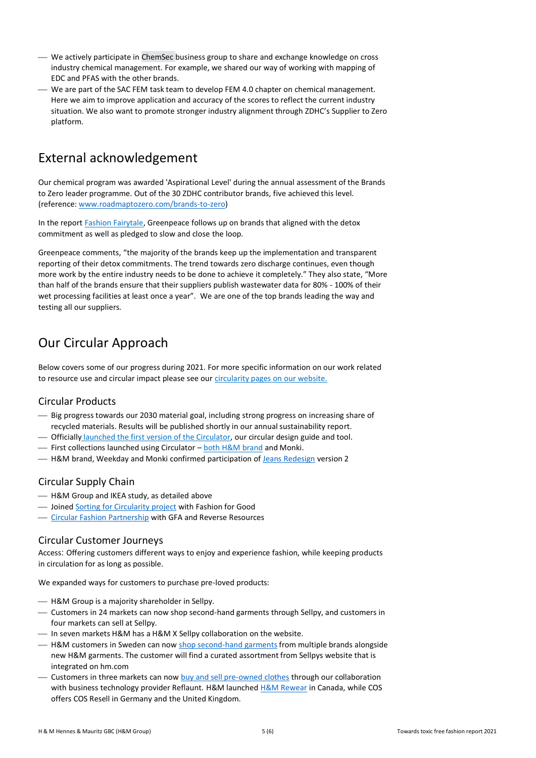- We actively participate in ChemSec business group to share and exchange knowledge on cross industry chemical management. For example, we shared our way of working with mapping of EDC and PFAS with the other brands.
- We are part of the SAC FEM task team to develop FEM 4.0 chapter on chemical management. Here we aim to improve application and accuracy of the scores to reflect the current industry situation. We also want to promote stronger industry alignment through ZDHC's Supplier to Zero platform.

## External acknowledgement

Our chemical program was awarded 'Aspirational Level' during the annual assessment of the Brands to Zero leader programme. Out of the 30 ZDHC contributor brands, five achieved this level. (reference: www.roadmaptozero.com/brands-to-zero)

In the report Fashion Fairytale, Greenpeace follows up on brands that aligned with the detox commitment as well as pledged to slow and close the loop.

Greenpeace comments, "the majority of the brands keep up the implementation and transparent reporting of their detox commitments. The trend towards zero discharge continues, even though more work by the entire industry needs to be done to achieve it completely." They also state, "More than half of the brands ensure that their suppliers publish wastewater data for 80% - 100% of their wet processing facilities at least once a year". We are one of the top brands leading the way and testing all our suppliers.

## Our Circular Approach

Below covers some of our progress during 2021. For more specific information on our work related to resource use and circular impact please see our circularity pages on our website.

### Circular Products

- Big progress towards our 2030 material goal, including strong progress on increasing share of recycled materials. Results will be published shortly in our annual sustainability report.
- Officially launched the first version of the Circulator, our circular design guide and tool.
- First collections launched using Circulator – both H&M brand and Monki.
- H&M brand, Weekday and Monki confirmed participation of Jeans Redesign version 2

### Circular Supply Chain

- H&M Group and IKEA study, as detailed above
- Joined Sorting for Circularity project with Fashion for Good
- Circular Fashion Partnership with GFA and Reverse Resources

### Circular Customer Journeys

Access: Offering customers different ways to enjoy and experience fashion, while keeping products in circulation for as long as possible.

We expanded ways for customers to purchase pre-loved products:

- H&M Group is a majority shareholder in Sellpy.
- Customers in 24 markets can now shop second-hand garments through Sellpy, and customers in four markets can sell at Sellpy.
- In seven markets H&M has a H&M X Sellpy collaboration on the website.
- H&M customers in Sweden can now shop second-hand garments from multiple brands alongside new H&M garments. The customer will find a curated assortment from Sellpys website that is integrated on hm.com
- Customers in three markets can now buy and sell pre-owned clothes through our collaboration with business technology provider Reflaunt. H&M launched H&M Rewear in Canada, while COS offers COS Resell in Germany and the United Kingdom.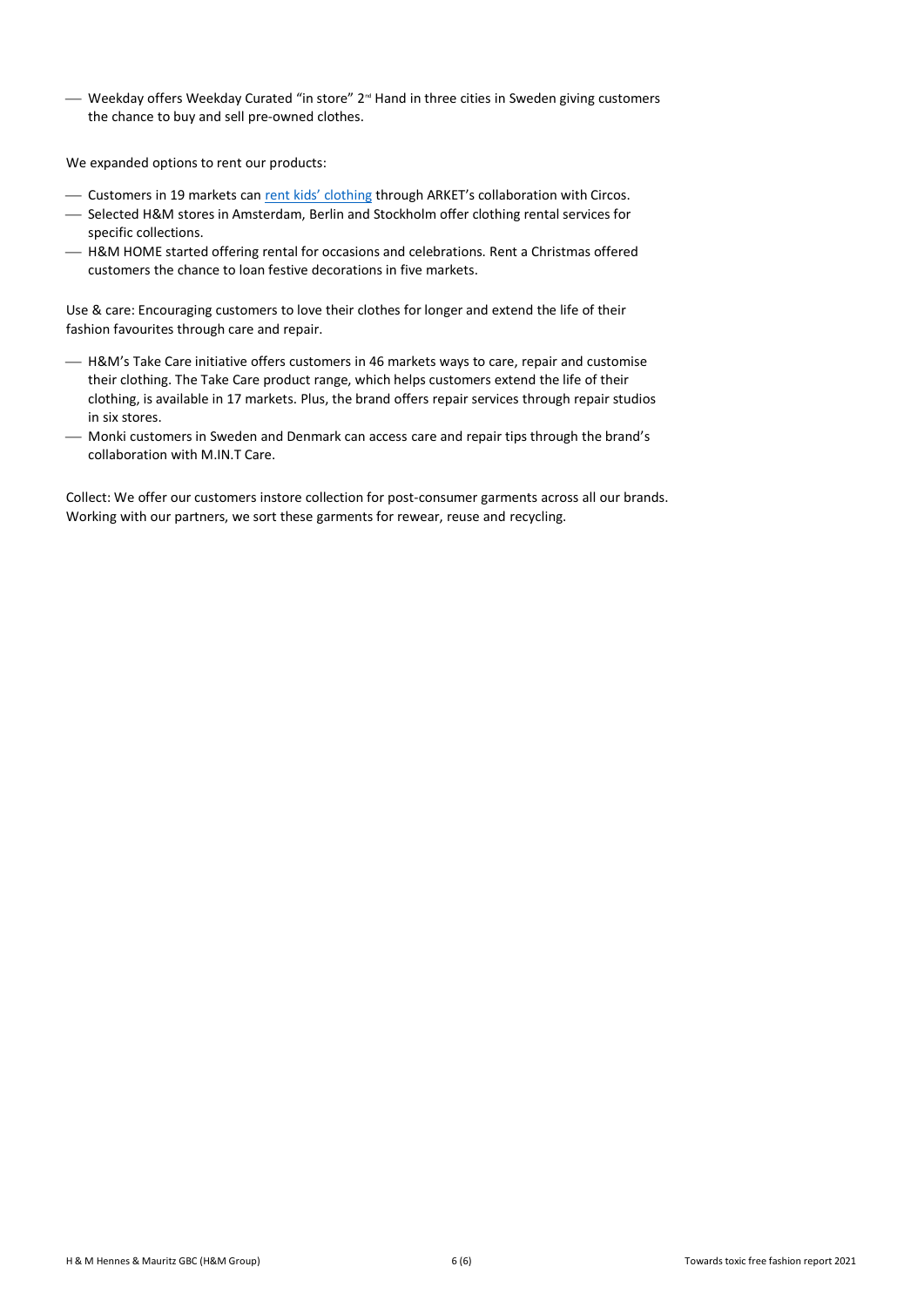- Weekday offers Weekday Curated "in store" 2nd Hand in three cities in Sweden giving customers the chance to buy and sell pre-owned clothes.

We expanded options to rent our products:

- Customers in 19 markets can rent kids' clothing through ARKET's collaboration with Circos.
- Selected H&M stores in Amsterdam, Berlin and Stockholm offer clothing rental services for specific collections.
- H&M HOME started offering rental for occasions and celebrations. Rent a Christmas offered customers the chance to loan festive decorations in five markets.

Use & care: Encouraging customers to love their clothes for longer and extend the life of their fashion favourites through care and repair.

- H&M's Take Care initiative offers customers in 46 markets ways to care, repair and customise their clothing. The Take Care product range, which helps customers extend the life of their clothing, is available in 17 markets. Plus, the brand offers repair services through repair studios in six stores.
- Monki customers in Sweden and Denmark can access care and repair tips through the brand's collaboration with M.IN.T Care.

Collect: We offer our customers instore collection for post-consumer garments across all our brands. Working with our partners, we sort these garments for rewear, reuse and recycling.